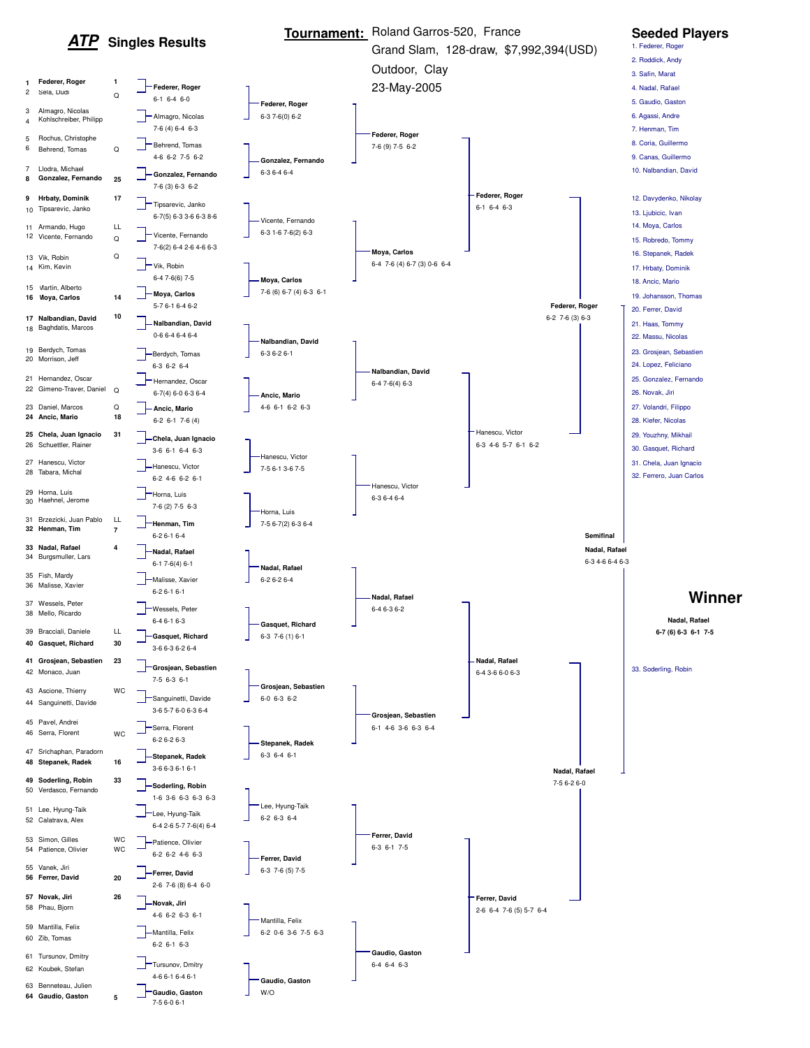# ATP Singles Results

**Tournament:** Roland Garros-520, France
Grand Slam, 128-draw, $7,992,394(USD)
Outdoor, Clay
23-May-2005

## First Round

| # | Player | Seed/Entry |
|---|---|---|
| 1 | **Federer, Roger** | 1 |
| 2 | Sela, Dudi | Q |
| 3 | Almagro, Nicolas | |
| 4 | Kohlschreiber, Philipp | |
| 5 | Rochus, Christophe | |
| 6 | Behrend, Tomas | Q |
| 7 | Llodra, Michael | |
| 8 | **Gonzalez, Fernando** | 25 |
| 9 | **Hrbaty, Dominik** | 17 |
| 10 | Tipsarevic, Janko | |
| 11 | Armando, Hugo | LL |
| 12 | Vicente, Fernando | Q |
| 13 | Vik, Robin | Q |
| 14 | Kim, Kevin | |
| 15 | Martin, Alberto | |
| 16 | **Moya, Carlos** | 14 |
| 17 | **Nalbandian, David** | 10 |
| 18 | Baghdatis, Marcos | |
| 19 | Berdych, Tomas | |
| 20 | Morrison, Jeff | |
| 21 | Hernandez, Oscar | |
| 22 | Gimeno-Traver, Daniel | Q |
| 23 | Daniel, Marcos | Q |
| 24 | **Ancic, Mario** | 18 |
| 25 | **Chela, Juan Ignacio** | 31 |
| 26 | Schuettler, Rainer | |
| 27 | Hanescu, Victor | |
| 28 | Tabara, Michal | |
| 29 | Horna, Luis | |
| 30 | Haehnel, Jerome | |
| 31 | Brzezicki, Juan Pablo | LL |
| 32 | **Henman, Tim** | 7 |
| 33 | **Nadal, Rafael** | 4 |
| 34 | Burgsmuller, Lars | |
| 35 | Fish, Mardy | |
| 36 | Malisse, Xavier | |
| 37 | Wessels, Peter | |
| 38 | Mello, Ricardo | |
| 39 | Bracciali, Daniele | LL |
| 40 | **Gasquet, Richard** | 30 |
| 41 | **Grosjean, Sebastien** | 23 |
| 42 | Monaco, Juan | |
| 43 | Ascione, Thierry | WC |
| 44 | Sanguinetti, Davide | |
| 45 | Pavel, Andrei | |
| 46 | Serra, Florent | WC |
| 47 | Srichaphan, Paradorn | |
| 48 | **Stepanek, Radek** | 16 |
| 49 | **Soderling, Robin** | 33 |
| 50 | Verdasco, Fernando | |
| 51 | Lee, Hyung-Taik | |
| 52 | Calatrava, Alex | |
| 53 | Simon, Gilles | WC |
| 54 | Patience, Olivier | WC |
| 55 | Vanek, Jiri | |
| 56 | **Ferrer, David** | 20 |
| 57 | **Novak, Jiri** | 26 |
| 58 | Phau, Bjorn | |
| 59 | Mantilla, Felix | |
| 60 | Zib, Tomas | |
| 61 | Tursunov, Dmitry | |
| 62 | Koubek, Stefan | |
| 63 | Benneteau, Julien | |
| 64 | **Gaudio, Gaston** | 5 |

## Second Round

| Winner | Score |
|---|---|
| **Federer, Roger** | 6-1 6-4 6-0 |
| Almagro, Nicolas | 7-6 (4) 6-4 6-3 |
| Behrend, Tomas | 4-6 6-2 7-5 6-2 |
| **Gonzalez, Fernando** | 7-6 (3) 6-3 6-2 |
| Tipsarevic, Janko | 6-7(5) 6-3 3-6 6-3 8-6 |
| Vicente, Fernando | 7-6(2) 6-4 2-6 4-6 6-3 |
| Vik, Robin | 6-4 7-6(6) 7-5 |
| **Moya, Carlos** | 5-7 6-1 6-4 6-2 |
| **Nalbandian, David** | 0-6 6-4 6-4 6-4 |
| Berdych, Tomas | 6-3 6-2 6-4 |
| Hernandez, Oscar | 6-7(4) 6-0 6-3 6-4 |
| **Ancic, Mario** | 6-2 6-1 7-6 (4) |
| **Chela, Juan Ignacio** | 3-6 6-1 6-4 6-3 |
| Hanescu, Victor | 6-2 4-6 6-2 6-1 |
| Horna, Luis | 7-6 (2) 7-5 6-3 |
| **Henman, Tim** | 6-2 6-1 6-4 |
| **Nadal, Rafael** | 6-1 7-6(4) 6-1 |
| Malisse, Xavier | 6-2 6-1 6-1 |
| Wessels, Peter | 6-4 6-1 6-3 |
| **Gasquet, Richard** | 3-6 6-3 6-2 6-4 |
| **Grosjean, Sebastien** | 7-5 6-3 6-1 |
| Sanguinetti, Davide | 3-6 5-7 6-0 6-3 6-4 |
| Serra, Florent | 6-2 6-2 6-3 |
| **Stepanek, Radek** | 3-6 6-3 6-1 6-1 |
| **Soderling, Robin** | 1-6 3-6 6-3 6-3 6-3 |
| Lee, Hyung-Taik | 6-4 2-6 5-7 7-6(4) 6-4 |
| Patience, Olivier | 6-2 6-2 4-6 6-3 |
| **Ferrer, David** | 2-6 7-6 (8) 6-4 6-0 |
| **Novak, Jiri** | 4-6 6-2 6-3 6-1 |
| Mantilla, Felix | 6-2 6-1 6-3 |
| Tursunov, Dmitry | 4-6 6-1 6-4 6-1 |
| **Gaudio, Gaston** | 7-5 6-0 6-1 |

## Third Round

| Winner | Score |
|---|---|
| **Federer, Roger** | 6-3 7-6(0) 6-2 |
| **Gonzalez, Fernando** | 6-3 6-4 6-4 |
| Vicente, Fernando | 6-3 1-6 7-6(2) 6-3 |
| **Moya, Carlos** | 7-6 (6) 6-7 (4) 6-3 6-1 |
| **Nalbandian, David** | 6-3 6-2 6-1 |
| **Ancic, Mario** | 4-6 6-1 6-2 6-3 |
| Hanescu, Victor | 7-5 6-1 3-6 7-5 |
| Horna, Luis | 7-5 6-7(2) 6-3 6-4 |
| **Nadal, Rafael** | 6-2 6-2 6-4 |
| **Gasquet, Richard** | 6-3 7-6 (1) 6-1 |
| **Grosjean, Sebastien** | 6-0 6-3 6-2 |
| **Stepanek, Radek** | 6-3 6-4 6-1 |
| Lee, Hyung-Taik | 6-2 6-3 6-4 |
| **Ferrer, David** | 6-3 7-6 (5) 7-5 |
| Mantilla, Felix | 6-2 0-6 3-6 7-5 6-3 |
| **Gaudio, Gaston** | W/O |

## Fourth Round

| Winner | Score |
|---|---|
| **Federer, Roger** | 7-6 (9) 7-5 6-2 |
| **Moya, Carlos** | 6-4 7-6 (4) 6-7 (3) 0-6 6-4 |
| **Nalbandian, David** | 6-4 7-6(4) 6-3 |
| Hanescu, Victor | 6-3 6-4 6-4 |
| **Nadal, Rafael** | 6-4 6-3 6-2 |
| **Grosjean, Sebastien** | 6-1 4-6 3-6 6-3 6-4 |
| **Ferrer, David** | 6-3 6-1 7-5 |
| **Gaudio, Gaston** | 6-4 6-4 6-3 |

## Quarterfinals

| Winner | Score |
|---|---|
| **Federer, Roger** | 6-1 6-4 6-3 |
| Hanescu, Victor | 6-3 4-6 5-7 6-1 6-2 |
| **Nadal, Rafael** | 6-4 3-6 6-0 6-3 |
| **Ferrer, David** | 2-6 6-4 7-6 (5) 5-7 6-4 |

## Semifinals

| Winner | Score |
|---|---|
| **Federer, Roger** | 6-2 7-6 (3) 6-3 |
| **Nadal, Rafael** | 7-5 6-2 6-0 |

## Semifinal

**Nadal, Rafael**
6-3 4-6 6-4 6-3

## Winner

**Nadal, Rafael**
**6-7 (6) 6-3 6-1 7-5**

## Seeded Players

1. Federer, Roger
2. Roddick, Andy
3. Safin, Marat
4. Nadal, Rafael
5. Gaudio, Gaston
6. Agassi, Andre
7. Henman, Tim
8. Coria, Guillermo
9. Canas, Guillermo
10. Nalbandian, David

12. Davydenko, Nikolay
13. Ljubicic, Ivan
14. Moya, Carlos
15. Robredo, Tommy
16. Stepanek, Radek
17. Hrbaty, Dominik
18. Ancic, Mario
19. Johansson, Thomas
20. Ferrer, David
21. Haas, Tommy
22. Massu, Nicolas
23. Grosjean, Sebastien
24. Lopez, Feliciano
25. Gonzalez, Fernando
26. Novak, Jiri
27. Volandri, Filippo
28. Kiefer, Nicolas
29. Youzhny, Mikhail
30. Gasquet, Richard
31. Chela, Juan Ignacio
32. Ferrero, Juan Carlos

33. Soderling, Robin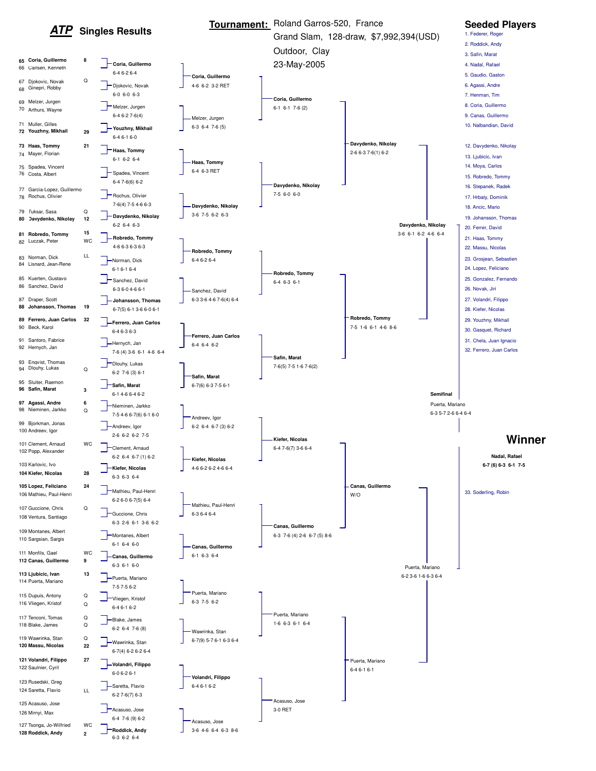# ATP Singles Results

**Tournament:** Roland Garros-520, France
Grand Slam, 128-draw, $7,992,394(USD)
Outdoor, Clay
23-May-2005

## Seeded Players

1. Federer, Roger
2. Roddick, Andy
3. Safin, Marat
4. Nadal, Rafael
5. Gaudio, Gaston
6. Agassi, Andre
7. Henman, Tim
8. Coria, Guillermo
9. Canas, Guillermo
10. Nalbandian, David
12. Davydenko, Nikolay
13. Ljubicic, Ivan
14. Moya, Carlos
15. Robredo, Tommy
16. Stepanek, Radek
17. Hrbaty, Dominik
18. Ancic, Mario
19. Johansson, Thomas
20. Ferrer, David
21. Haas, Tommy
22. Massu, Nicolas
23. Grosjean, Sebastien
24. Lopez, Feliciano
25. Gonzalez, Fernando
26. Novak, Jiri
27. Volandri, Filippo
28. Kiefer, Nicolas
29. Youzhny, Mikhail
30. Gasquet, Richard
31. Chela, Juan Ignacio
32. Ferrero, Juan Carlos
33. Soderling, Robin

## First Round Draw

| # | Player | Seed/Entry |
|---|---|---|
| 65 | **Coria, Guillermo** | 8 |
| 66 | Carlsen, Kenneth | |
| 67 | Djokovic, Novak | Q |
| 68 | Ginepri, Robby | |
| 69 | Melzer, Jurgen | |
| 70 | Arthurs, Wayne | |
| 71 | Muller, Gilles | |
| 72 | **Youzhny, Mikhail** | 29 |
| 73 | **Haas, Tommy** | 21 |
| 74 | Mayer, Florian | |
| 75 | Spadea, Vincent | |
| 76 | Costa, Albert | |
| 77 | Garcia-Lopez, Guillermo | |
| 78 | Rochus, Olivier | |
| 79 | Tuksar, Sasa | Q |
| 80 | **Davydenko, Nikolay** | 12 |
| 81 | **Robredo, Tommy** | 15 |
| 82 | Luczak, Peter | WC |
| 83 | Norman, Dick | LL |
| 84 | Lisnard, Jean-Rene | |
| 85 | Kuerten, Gustavo | |
| 86 | Sanchez, David | |
| 87 | Draper, Scott | |
| 88 | **Johansson, Thomas** | 19 |
| 89 | **Ferrero, Juan Carlos** | 32 |
| 90 | Beck, Karol | |
| 91 | Santoro, Fabrice | |
| 92 | Hernych, Jan | |
| 93 | Enqvist, Thomas | |
| 94 | Dlouhy, Lukas | Q |
| 95 | Sluiter, Raemon | |
| 96 | **Safin, Marat** | 3 |
| 97 | **Agassi, Andre** | 6 |
| 98 | Nieminen, Jarkko | Q |
| 99 | Bjorkman, Jonas | |
| 100 | Andreev, Igor | |
| 101 | Clement, Arnaud | WC |
| 102 | Popp, Alexander | |
| 103 | Karlovic, Ivo | |
| 104 | **Kiefer, Nicolas** | 28 |
| 105 | **Lopez, Feliciano** | 24 |
| 106 | Mathieu, Paul-Henri | |
| 107 | Guccione, Chris | Q |
| 108 | Ventura, Santiago | |
| 109 | Montanes, Albert | |
| 110 | Sargsian, Sargis | |
| 111 | Monfils, Gael | WC |
| 112 | **Canas, Guillermo** | 9 |
| 113 | **Ljubicic, Ivan** | 13 |
| 114 | Puerta, Mariano | |
| 115 | Dupuis, Antony | Q |
| 116 | Vliegen, Kristof | Q |
| 117 | Tenconi, Tomas | Q |
| 118 | Blake, James | Q |
| 119 | Wawrinka, Stan | Q |
| 120 | **Massu, Nicolas** | 22 |
| 121 | **Volandri, Filippo** | 27 |
| 122 | Saulnier, Cyril | |
| 123 | Rusedski, Greg | |
| 124 | Saretta, Flavio | LL |
| 125 | Acasuso, Jose | |
| 126 | Mirnyi, Max | |
| 127 | Tsonga, Jo-Wilfried | WC |
| 128 | **Roddick, Andy** | 2 |

## Round 2

| Player | Score |
|---|---|
| **Coria, Guillermo** | 6-4 6-2 6-4 |
| Djokovic, Novak | 6-0 6-0 6-3 |
| Melzer, Jurgen | 6-4 6-2 7-6(4) |
| **Youzhny, Mikhail** | 6-4 6-1 6-0 |
| **Haas, Tommy** | 6-1 6-2 6-4 |
| Spadea, Vincent | 6-4 7-6(6) 6-2 |
| Rochus, Olivier | 7-6(4) 7-5 4-6 6-3 |
| **Davydenko, Nikolay** | 6-2 6-4 6-3 |
| **Robredo, Tommy** | 4-6 6-3 6-3 6-3 |
| Norman, Dick | 6-1 6-1 6-4 |
| Sanchez, David | 6-3 6-0 4-6 6-1 |
| **Johansson, Thomas** | 6-7(5) 6-1 3-6 6-0 6-1 |
| **Ferrero, Juan Carlos** | 6-4 6-3 6-3 |
| Hernych, Jan | 7-6 (4) 3-6 6-1 4-6 6-4 |
| Dlouhy, Lukas | 6-2 7-6 (3) 6-1 |
| **Safin, Marat** | 6-1 4-6 6-4 6-2 |
| Nieminen, Jarkko | 7-5 4-6 6-7(6) 6-1 6-0 |
| Andreev, Igor | 2-6 6-2 6-2 7-5 |
| Clement, Arnaud | 6-2 6-4 6-7 (1) 6-2 |
| **Kiefer, Nicolas** | 6-3 6-3 6-4 |
| Mathieu, Paul-Henri | 6-2 6-0 6-7(5) 6-4 |
| Guccione, Chris | 6-3 2-6 6-1 3-6 6-2 |
| Montanes, Albert | 6-1 6-4 6-0 |
| **Canas, Guillermo** | 6-3 6-1 6-0 |
| Puerta, Mariano | 7-5 7-5 6-2 |
| Vliegen, Kristof | 6-4 6-1 6-2 |
| Blake, James | 6-2 6-4 7-6 (8) |
| Wawrinka, Stan | 6-7(4) 6-2 6-2 6-4 |
| **Volandri, Filippo** | 6-0 6-2 6-1 |
| Saretta, Flavio | 6-2 7-6(7) 6-3 |
| Acasuso, Jose | 6-4 7-6 (9) 6-2 |
| **Roddick, Andy** | 6-3 6-2 6-4 |

## Round 3

| Player | Score |
|---|---|
| **Coria, Guillermo** | 4-6 6-2 3-2 RET |
| Melzer, Jurgen | 6-3 6-4 7-6 (5) |
| **Haas, Tommy** | 6-4 6-3 RET |
| **Davydenko, Nikolay** | 3-6 7-5 6-2 6-3 |
| **Robredo, Tommy** | 6-4 6-2 6-4 |
| Sanchez, David | 6-3 3-6 4-6 7-6(4) 6-4 |
| **Ferrero, Juan Carlos** | 6-4 6-4 6-2 |
| **Safin, Marat** | 6-7(6) 6-3 7-5 6-1 |
| Andreev, Igor | 6-2 6-4 6-7 (3) 6-2 |
| **Kiefer, Nicolas** | 4-6 6-2 6-2 4-6 6-4 |
| Mathieu, Paul-Henri | 6-3 6-4 6-4 |
| **Canas, Guillermo** | 6-1 6-3 6-4 |
| Puerta, Mariano | 6-3 7-5 6-2 |
| Wawrinka, Stan | 6-7(9) 5-7 6-1 6-3 6-4 |
| **Volandri, Filippo** | 6-4 6-1 6-2 |
| Acasuso, Jose | 3-6 4-6 6-4 6-3 8-6 |

## Round 4

| Player | Score |
|---|---|
| Coria, Guillermo | 6-1 6-1 7-6 (2) |
| Davydenko, Nikolay | 7-5 6-0 6-0 |
| Robredo, Tommy | 6-4 6-3 6-1 |
| Safin, Marat | 7-6(5) 7-5 1-6 7-6(2) |
| Kiefer, Nicolas | 6-4 7-6(7) 3-6 6-4 |
| Canas, Guillermo | 6-3 7-6 (4) 2-6 6-7 (5) 8-6 |
| Puerta, Mariano | 1-6 6-3 6-1 6-4 |
| Acasuso, Jose | 3-0 RET |

## Quarterfinals

| Player | Score |
|---|---|
| Davydenko, Nikolay | 2-6 6-3 7-6(1) 6-2 |
| Robredo, Tommy | 7-5 1-6 6-1 4-6 8-6 |
| Canas, Guillermo | W/O |
| Puerta, Mariano | 6-4 6-1 6-1 |

## Semifinals

| Player | Score |
|---|---|
| Davydenko, Nikolay | 3-6 6-1 6-2 4-6 6-4 |
| Puerta, Mariano | 6-2 3-6 1-6 6-3 6-4 |

## Semifinal

Puerta, Mariano
6-3 5-7 2-6 6-4 6-4

## Winner

**Nadal, Rafael**
**6-7 (6) 6-3 6-1 7-5**